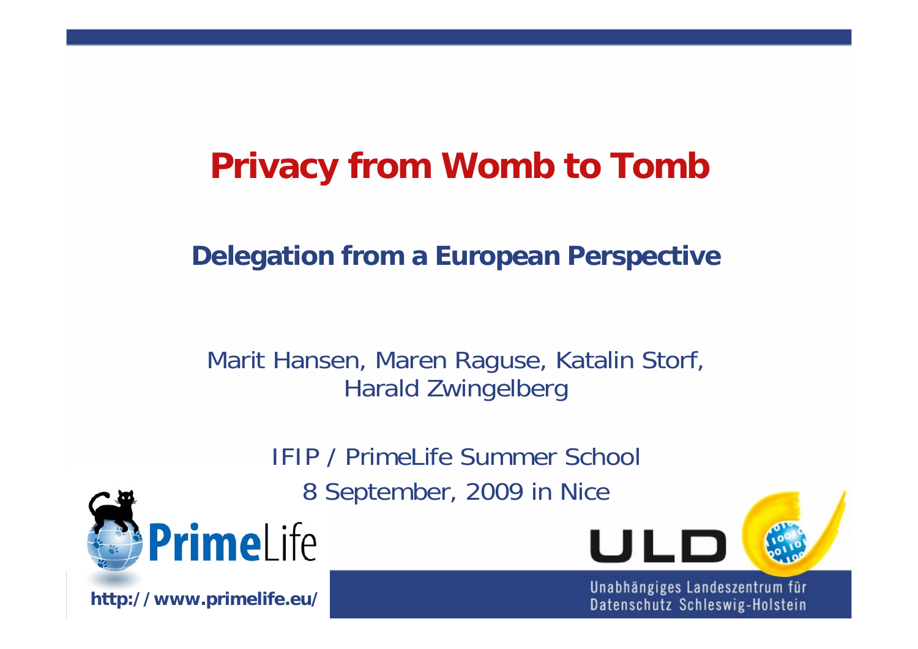# Privacy from Womb to Tomb

## Delegation from a European Perspective

Marit Hansen, Maren Raguse, Katalin Storf, Harald Zwingelberg

IFIP / PrimeLife Summer School

8 September, 2009 in Nice

PrimeLife

**http://www.primelife.eu/**

ULD

Unabhängiges Landeszentrum für Datenschutz Schleswig-Holstein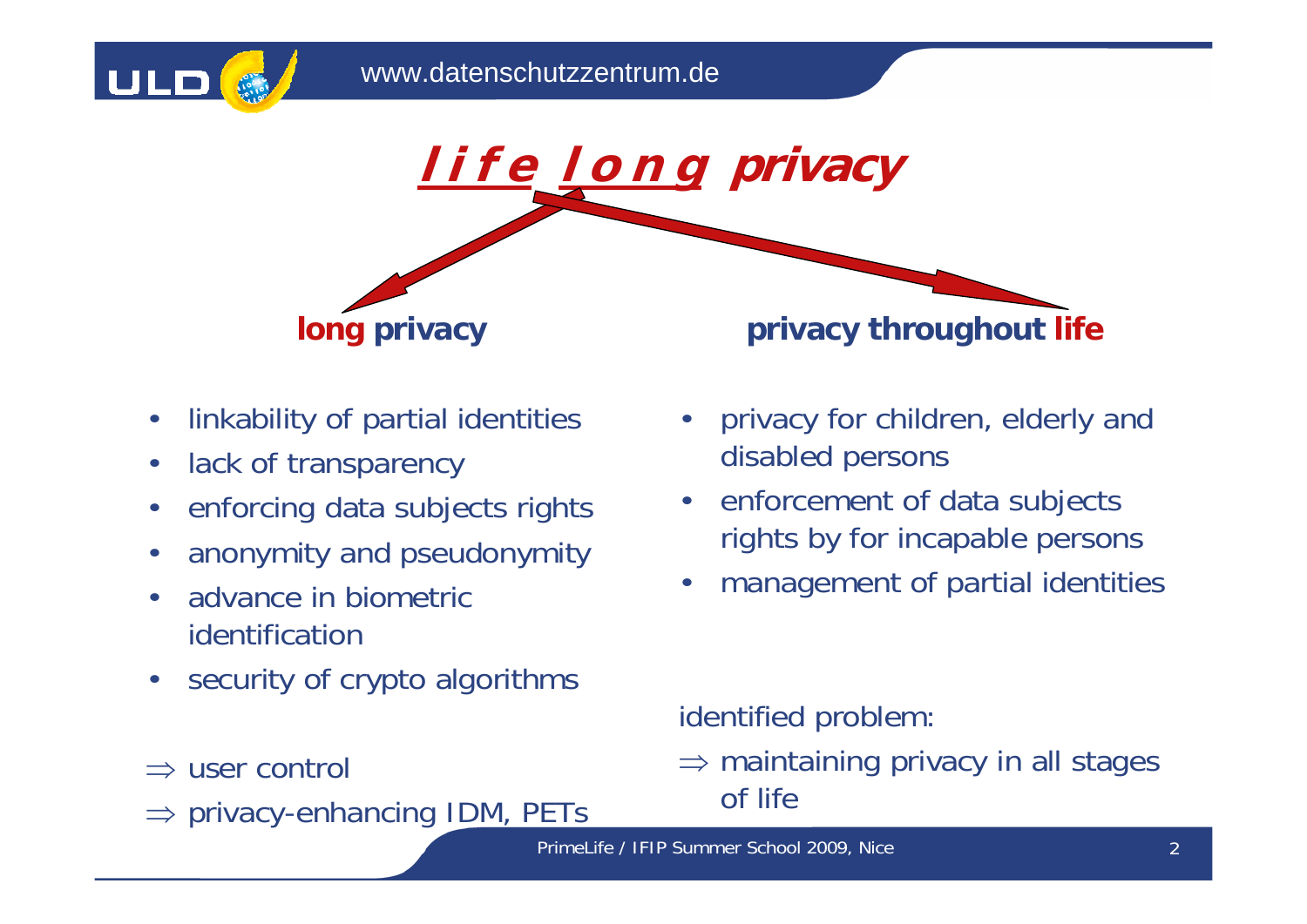# life long privacy

## long privacy

- linkability of partial identities
- lack of transparency
- enforcing data subjects rights
- anonymity and pseudonymity
- advance in biometric identification
- security of crypto algorithms

⇒ user control

⇒ privacy-enhancing IDM, PETs

## privacy throughout life

- privacy for children, elderly and disabled persons
- enforcement of data subjects rights by for incapable persons
- management of partial identities

identified problem:

⇒ maintaining privacy in all stages of life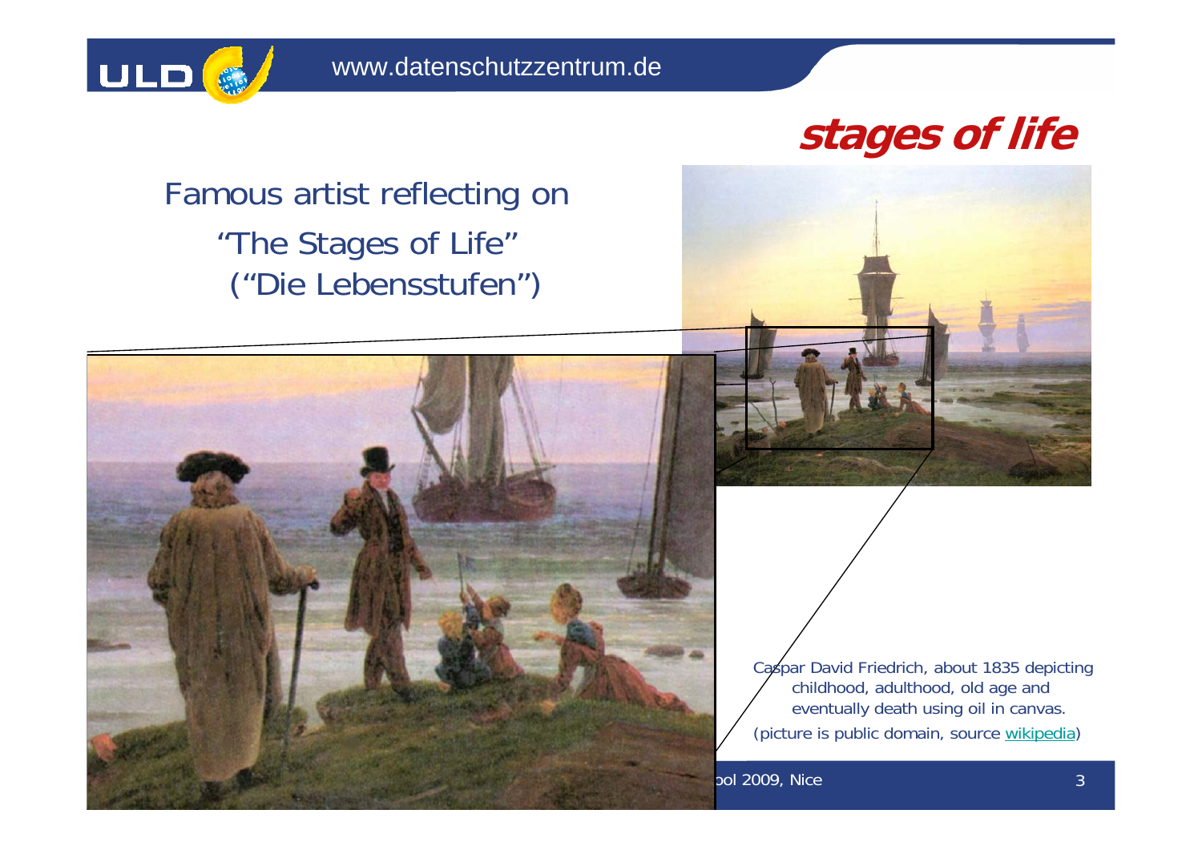## stages of life

Famous artist reflecting on
"The Stages of Life"
("Die Lebensstufen")

Caspar David Friedrich, about 1835 depicting childhood, adulthood, old age and eventually death using oil in canvas.
(picture is public domain, source wikipedia)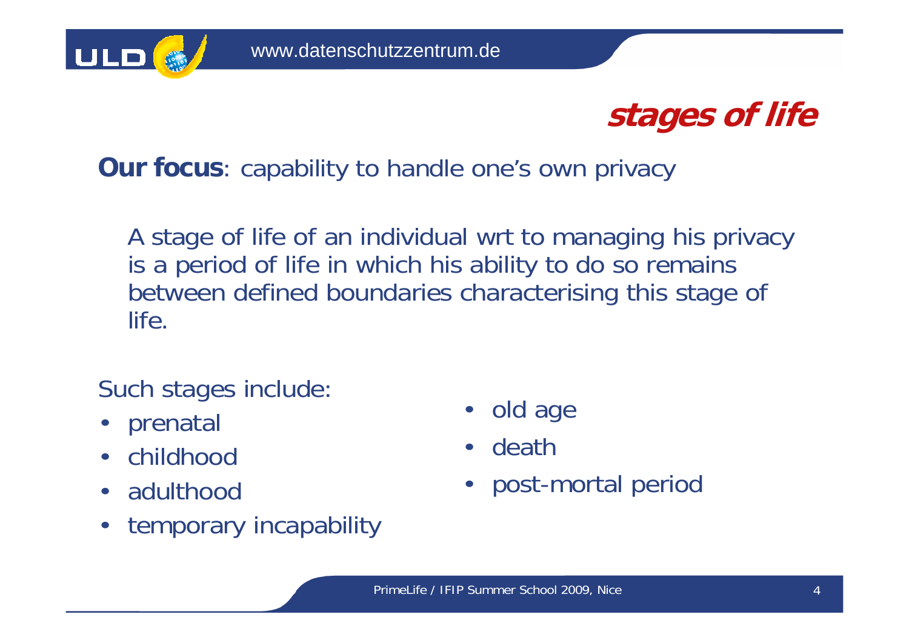# stages of life

**Our focus**: capability to handle one's own privacy

A stage of life of an individual wrt to managing his privacy is a period of life in which his ability to do so remains between defined boundaries characterising this stage of life.

Such stages include:

- prenatal
- childhood
- adulthood
- temporary incapability
- old age
- death
- post-mortal period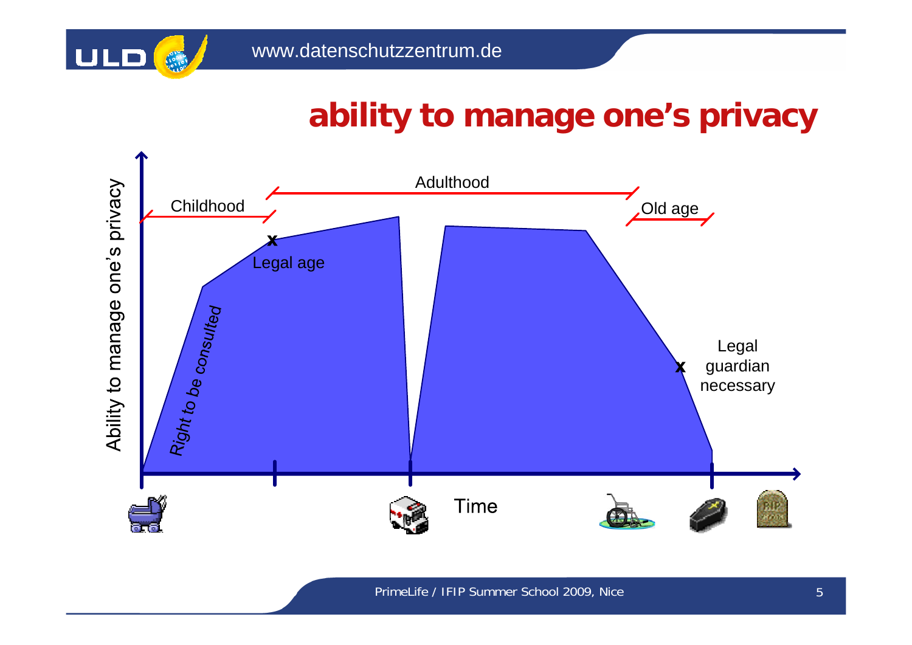# ability to manage one's privacy

Ability to manage one's privacy

Childhood

Adulthood

Old age

Legal age

*Right to be consulted*

Legal guardian necessary

Time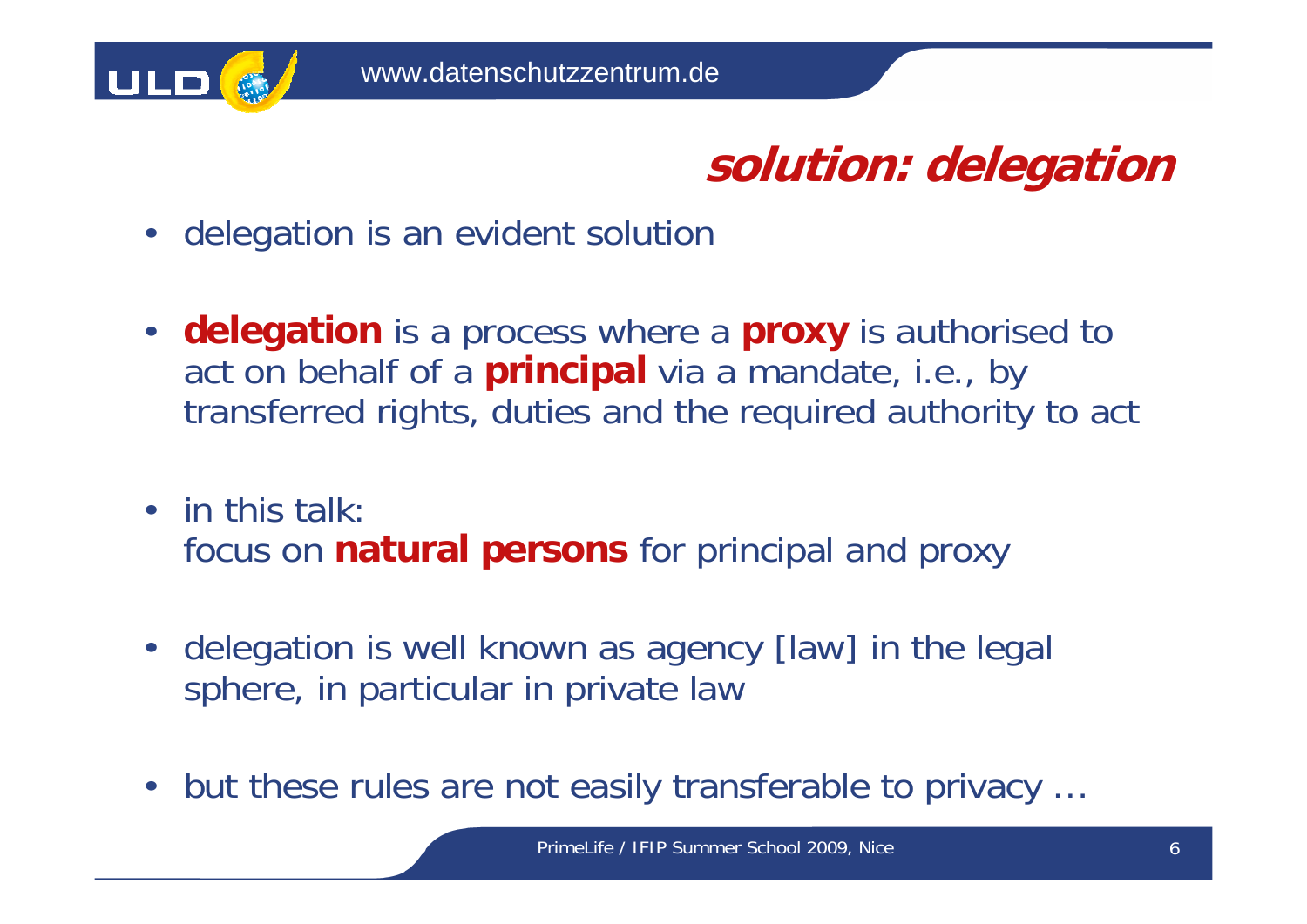# solution: delegation

- delegation is an evident solution
- **delegation** is a process where a **proxy** is authorised to act on behalf of a **principal** via a mandate, i.e., by transferred rights, duties and the required authority to act
- in this talk:
  focus on **natural persons** for principal and proxy
- delegation is well known as agency [law] in the legal sphere, in particular in private law
- but these rules are not easily transferable to privacy …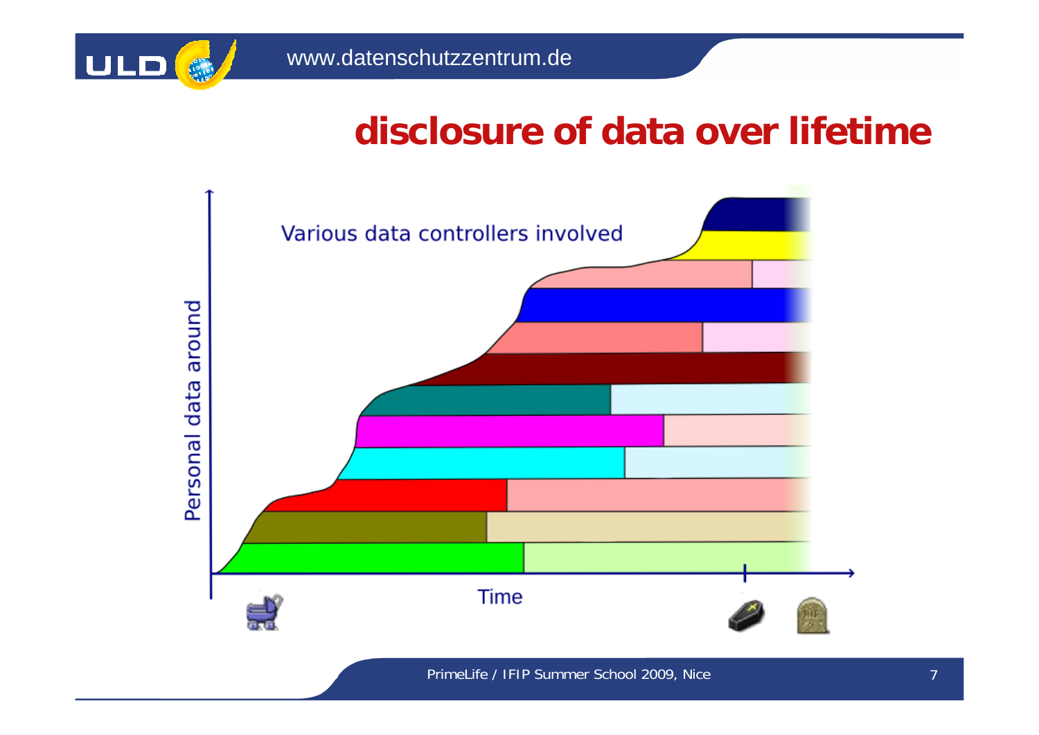# disclosure of data over lifetime

Various data controllers involved

Personal data around

Time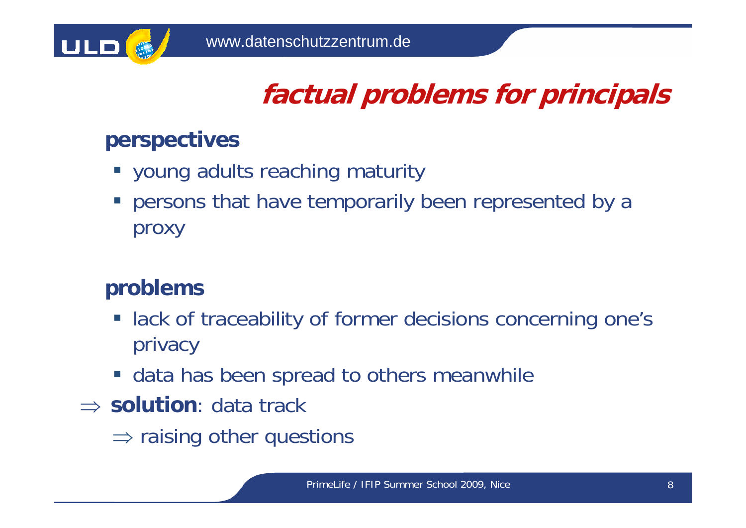# factual problems for principals

## perspectives

- young adults reaching maturity
- persons that have temporarily been represented by a proxy

## problems

- lack of traceability of former decisions concerning one's privacy
- data has been spread to others meanwhile

$\Rightarrow$ **solution**: data track

$\Rightarrow$ raising other questions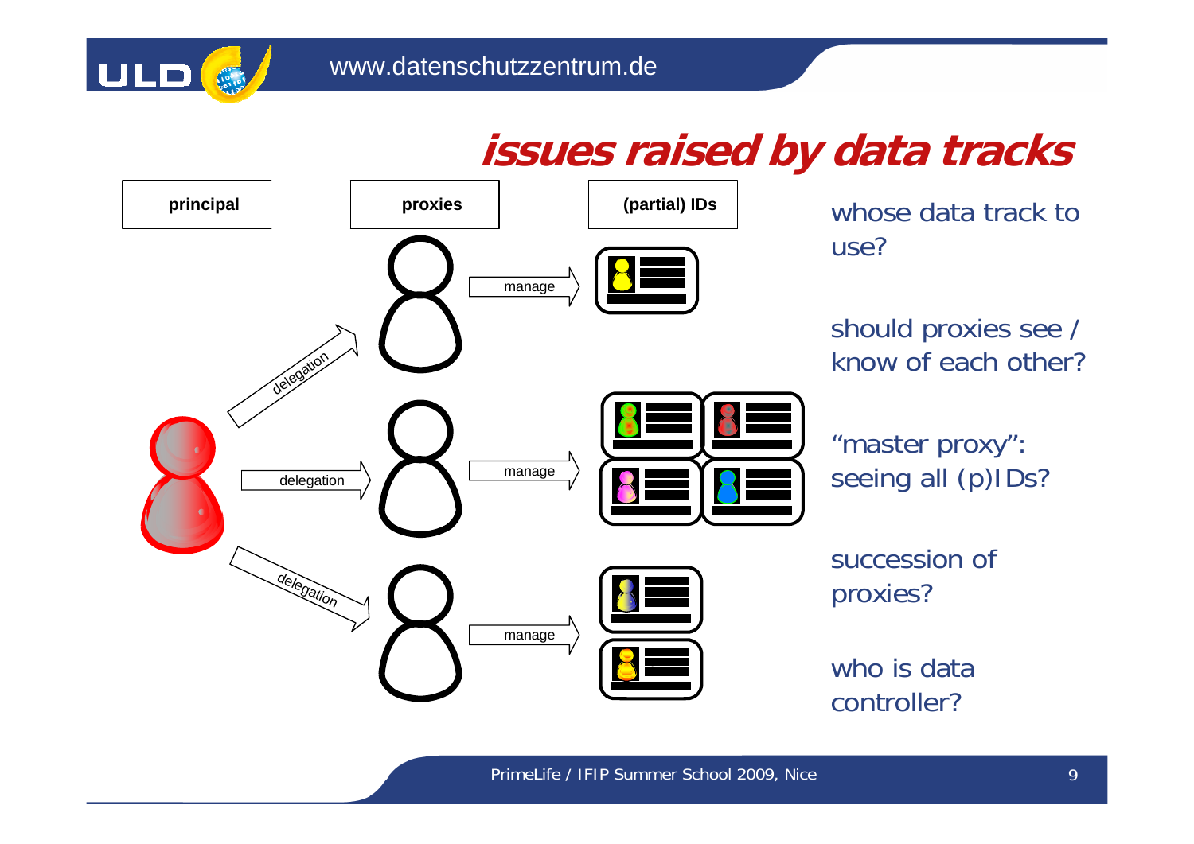# issues raised by data tracks

| principal | proxies | (partial) IDs |
|---|---|---|

delegation → manage

delegation → manage

delegation → manage

whose data track to use?

should proxies see / know of each other?

"master proxy": seeing all (p)IDs?

succession of proxies?

who is data controller?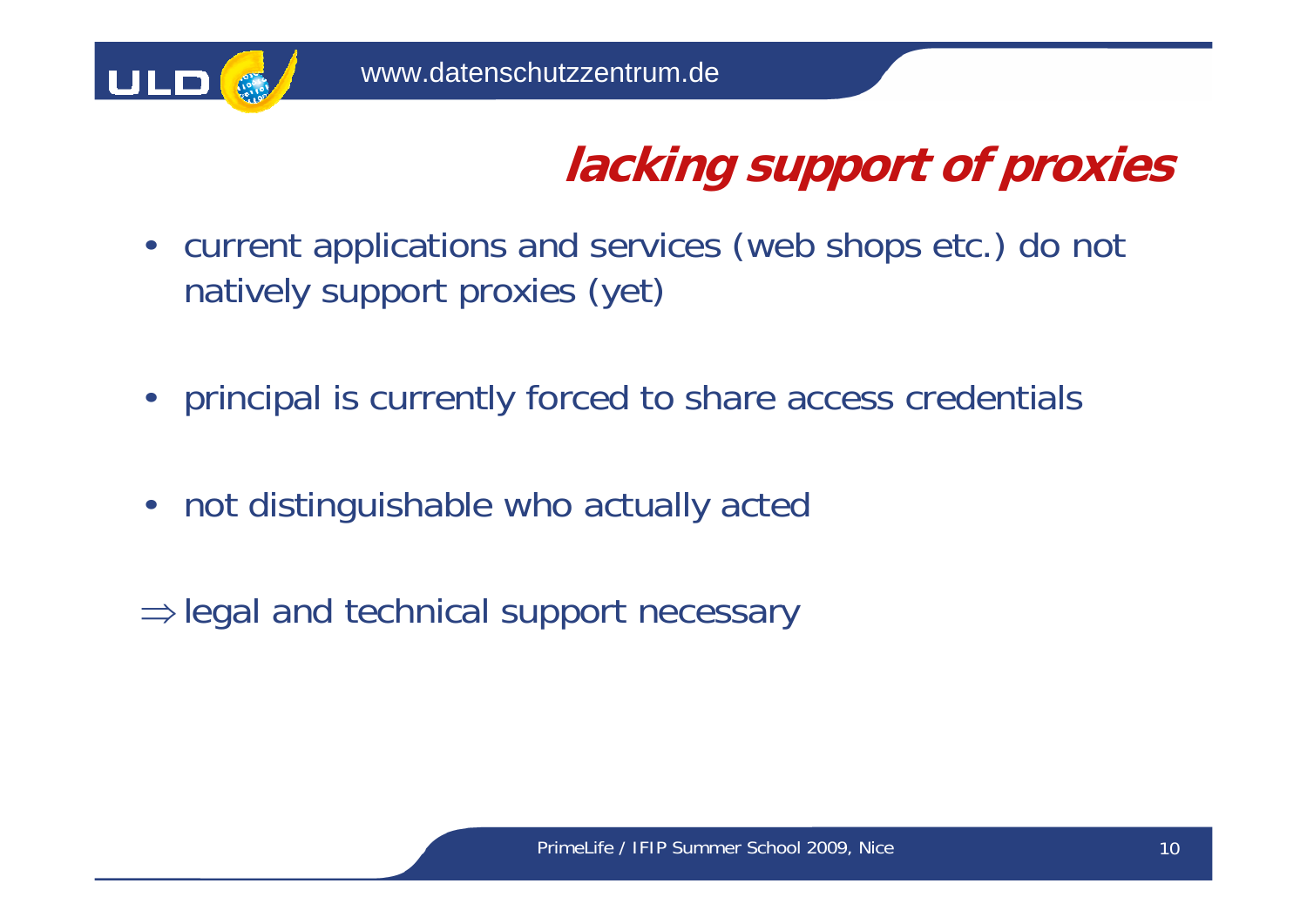# lacking support of proxies

- current applications and services (web shops etc.) do not natively support proxies (yet)
- principal is currently forced to share access credentials
- not distinguishable who actually acted

$\Rightarrow$ legal and technical support necessary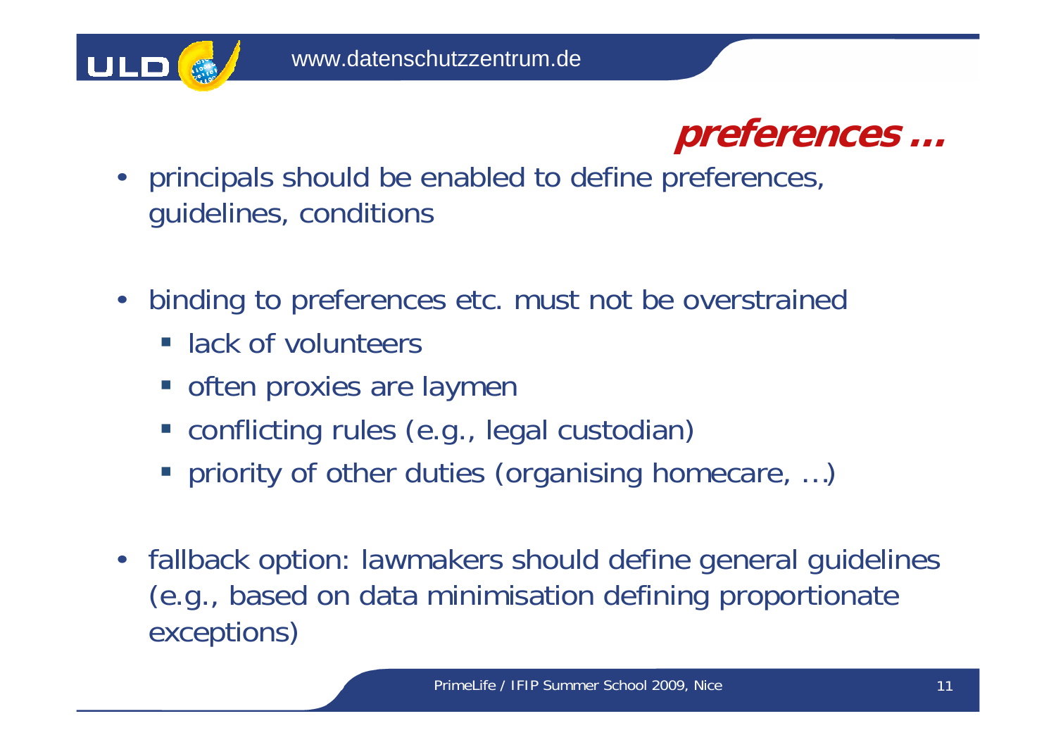## preferences …

- principals should be enabled to define preferences, guidelines, conditions

- binding to preferences etc. must not be overstrained
  - lack of volunteers
  - often proxies are laymen
  - conflicting rules (e.g., legal custodian)
  - priority of other duties (organising homecare, …)

- fallback option: lawmakers should define general guidelines (e.g., based on data minimisation defining proportionate exceptions)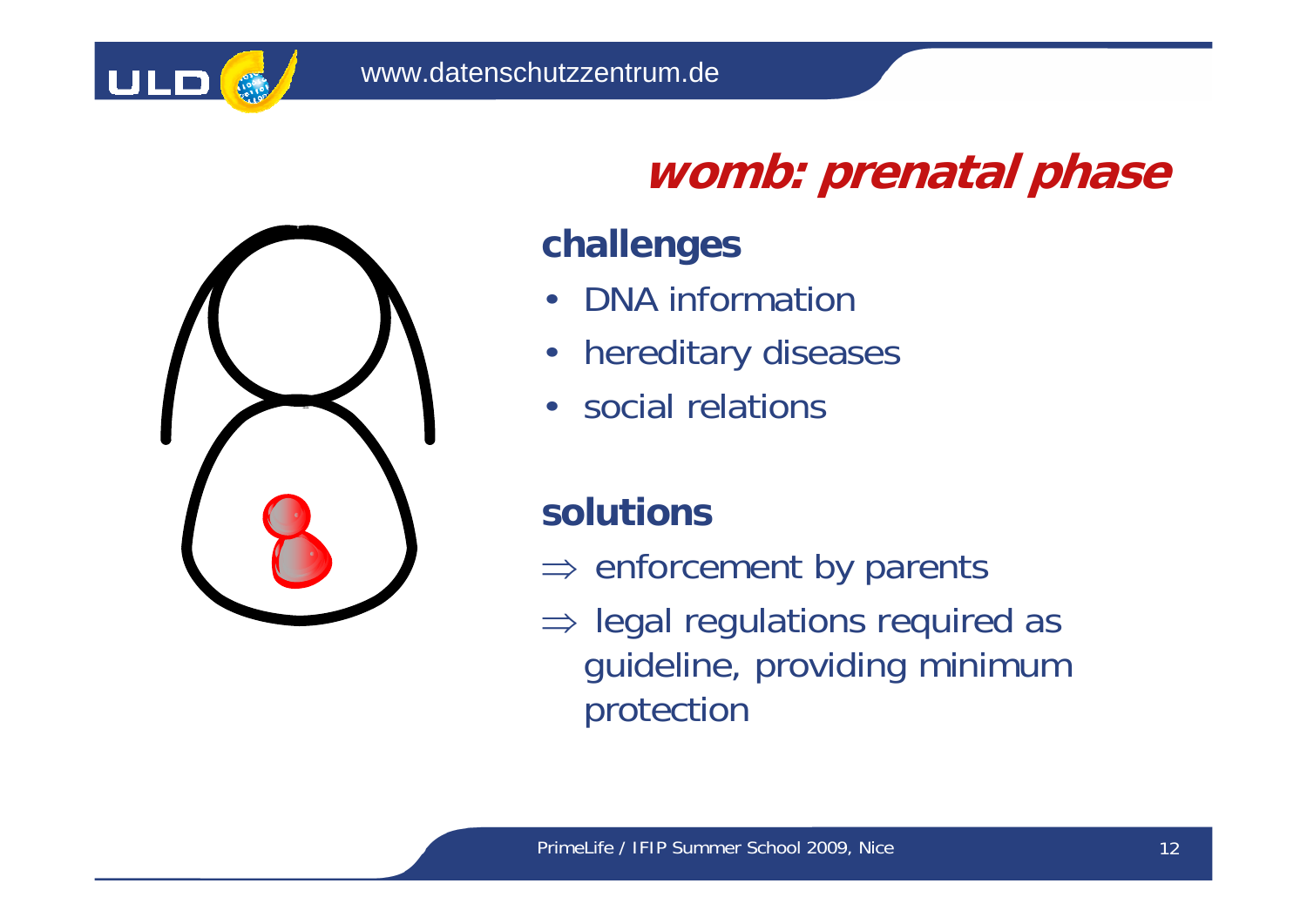# womb: prenatal phase

## challenges

- DNA information
- hereditary diseases
- social relations

## solutions

$\Rightarrow$ enforcement by parents

$\Rightarrow$ legal regulations required as guideline, providing minimum protection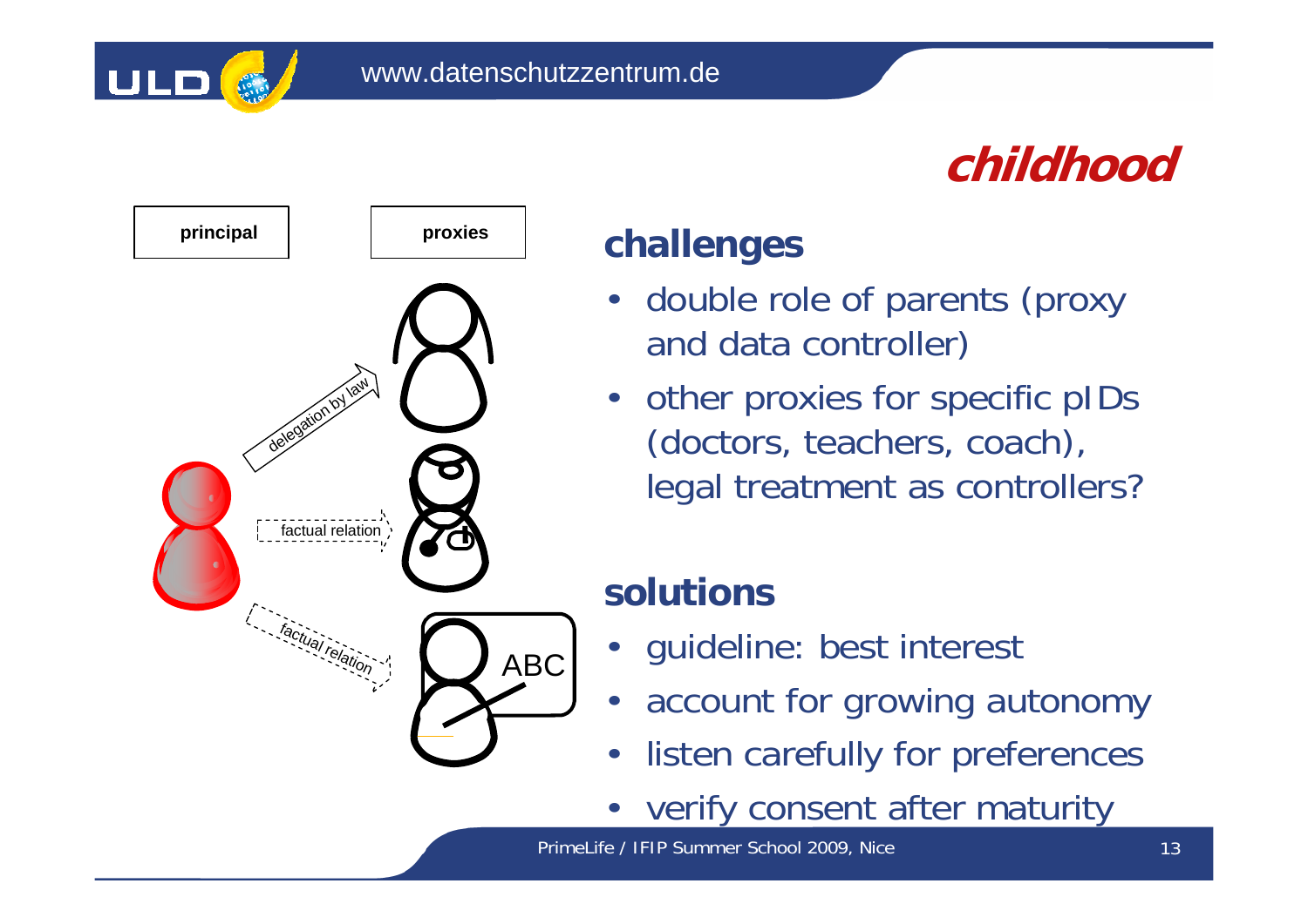# childhood

principal

proxies

delegation by law

factual relation

factual relation

ABC

## challenges

- double role of parents (proxy and data controller)
- other proxies for specific pIDs (doctors, teachers, coach), legal treatment as controllers?

## solutions

- guideline: best interest
- account for growing autonomy
- listen carefully for preferences
- verify consent after maturity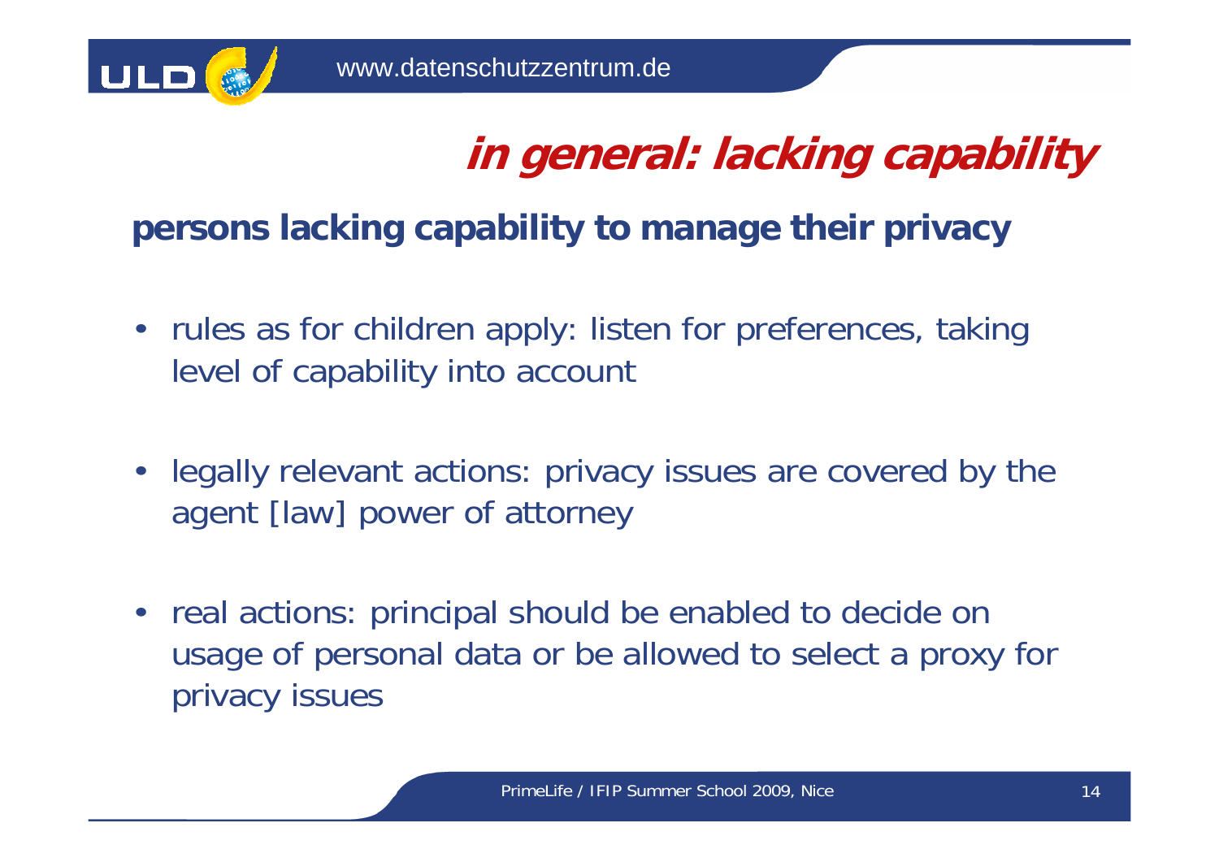# *in general: lacking capability*

## persons lacking capability to manage their privacy

- rules as for children apply: listen for preferences, taking level of capability into account
- legally relevant actions: privacy issues are covered by the agent [law] power of attorney
- real actions: principal should be enabled to decide on usage of personal data or be allowed to select a proxy for privacy issues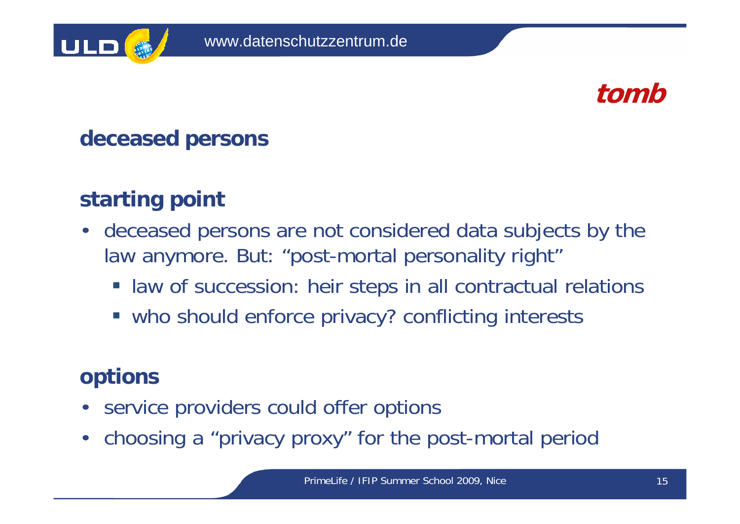*tomb*

## deceased persons

## starting point

- deceased persons are not considered data subjects by the law anymore. But: “post-mortal personality right”
  - law of succession: heir steps in all contractual relations
  - who should enforce privacy? conflicting interests

## options

- service providers could offer options
- choosing a “privacy proxy” for the post-mortal period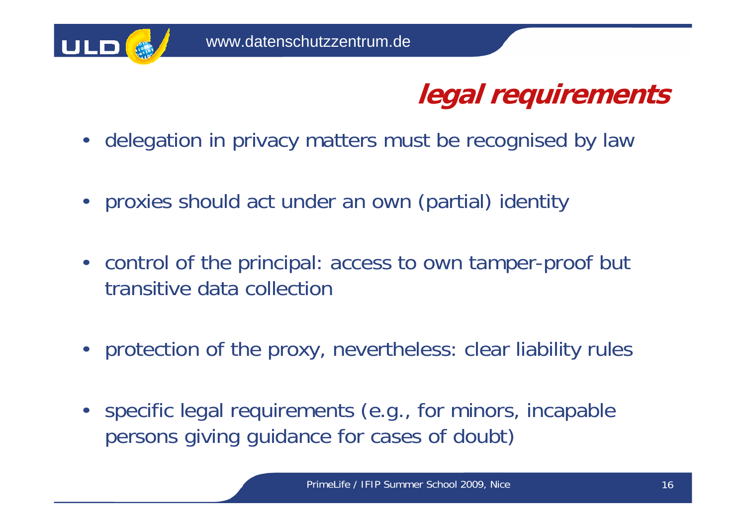## legal requirements

- delegation in privacy matters must be recognised by law
- proxies should act under an own (partial) identity
- control of the principal: access to own tamper-proof but transitive data collection
- protection of the proxy, nevertheless: clear liability rules
- specific legal requirements (e.g., for minors, incapable persons giving guidance for cases of doubt)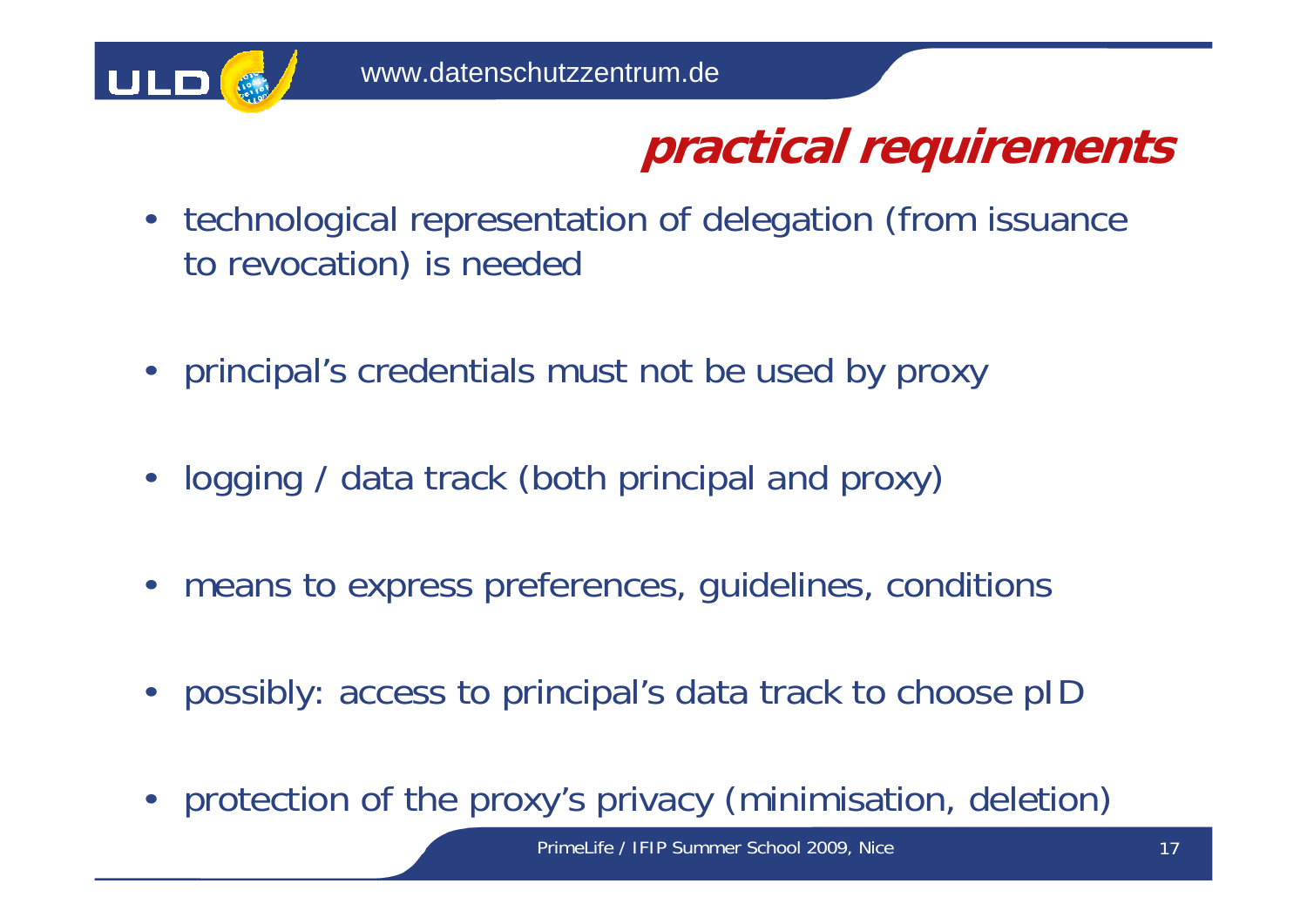## practical requirements

- technological representation of delegation (from issuance to revocation) is needed
- principal's credentials must not be used by proxy
- logging / data track (both principal and proxy)
- means to express preferences, guidelines, conditions
- possibly: access to principal's data track to choose pID
- protection of the proxy's privacy (minimisation, deletion)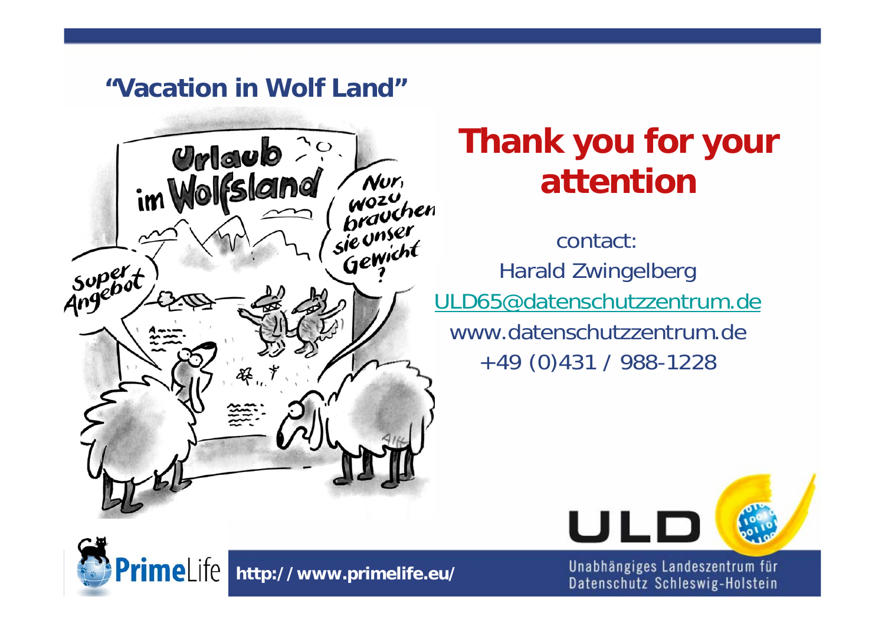## "Vacation in Wolf Land"

# Thank you for your attention

contact:

Harald Zwingelberg

ULD65@datenschutzzentrum.de

www.datenschutzzentrum.de

+49 (0)431 / 988-1228

http://www.primelife.eu/

Unabhängiges Landeszentrum für Datenschutz Schleswig-Holstein